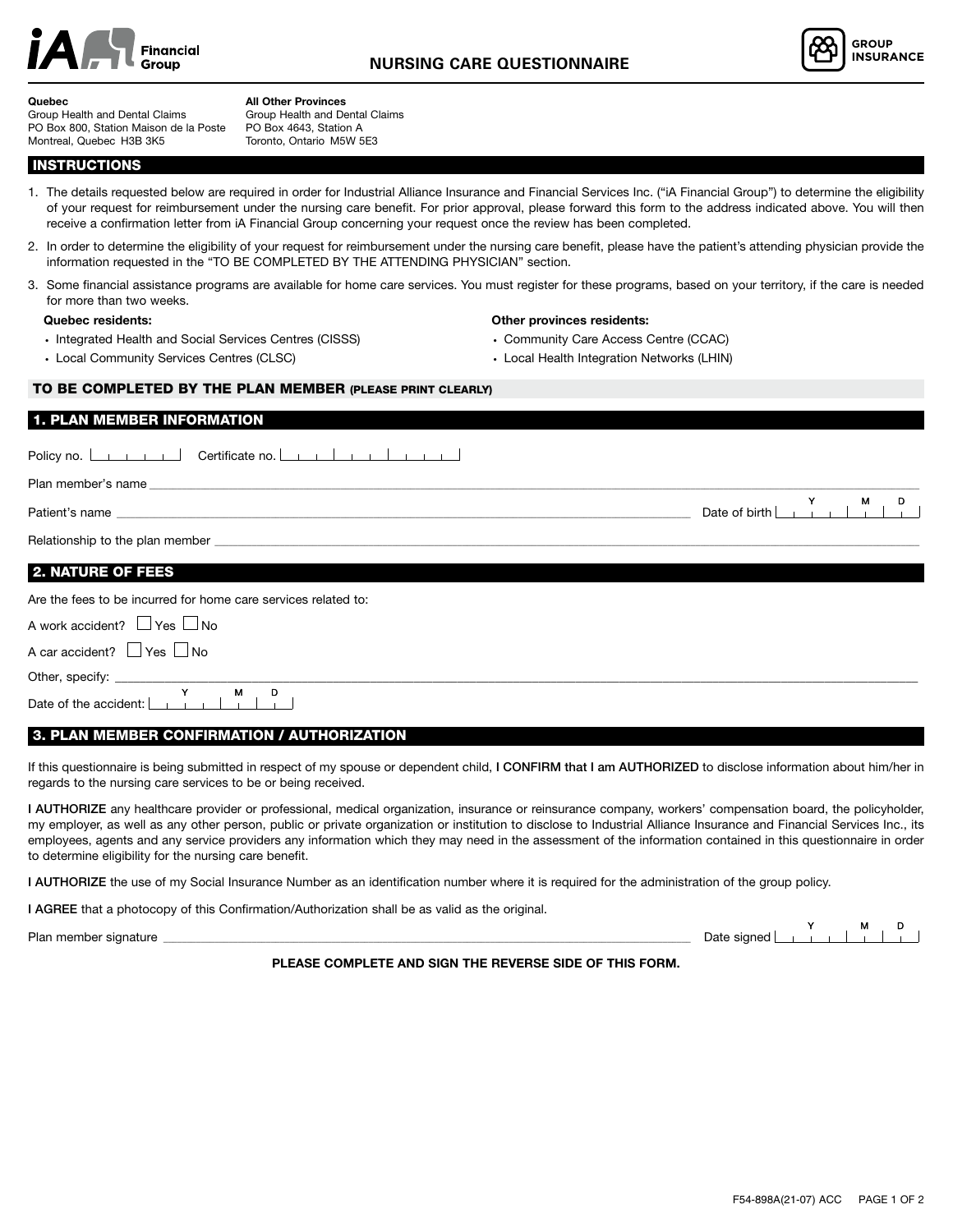# NURSING CARE QUESTIONNAIRE

iA Financial Group — GROUP INSURANCE

**Quebec**
Group Health and Dental Claims
PO Box 800, Station Maison de la Poste
Montreal, Quebec H3B 3K5

**All Other Provinces**
Group Health and Dental Claims
PO Box 4643, Station A
Toronto, Ontario M5W 5E3

## INSTRUCTIONS

1. The details requested below are required in order for Industrial Alliance Insurance and Financial Services Inc. ("iA Financial Group") to determine the eligibility of your request for reimbursement under the nursing care benefit. For prior approval, please forward this form to the address indicated above. You will then receive a confirmation letter from iA Financial Group concerning your request once the review has been completed.
2. In order to determine the eligibility of your request for reimbursement under the nursing care benefit, please have the patient's attending physician provide the information requested in the "TO BE COMPLETED BY THE ATTENDING PHYSICIAN" section.
3. Some financial assistance programs are available for home care services. You must register for these programs, based on your territory, if the care is needed for more than two weeks.

**Quebec residents:**

- Integrated Health and Social Services Centres (CISSS)
- Local Community Services Centres (CLSC)

**Other provinces residents:**

- Community Care Access Centre (CCAC)
- Local Health Integration Networks (LHIN)

## TO BE COMPLETED BY THE PLAN MEMBER (PLEASE PRINT CLEARLY)

### 1. PLAN MEMBER INFORMATION

Policy no. ____________ Certificate no. ____________

Plan member's name ____________________

Patient's name ____________________ Date of birth (Y M D) ____________

Relationship to the plan member ____________________

### 2. NATURE OF FEES

Are the fees to be incurred for home care services related to:

A work accident? ☐ Yes ☐ No

A car accident? ☐ Yes ☐ No

Other, specify: ____________________

Date of the accident: (Y M D) ____________

### 3. PLAN MEMBER CONFIRMATION / AUTHORIZATION

If this questionnaire is being submitted in respect of my spouse or dependent child, **I CONFIRM that I am AUTHORIZED** to disclose information about him/her in regards to the nursing care services to be or being received.

**I AUTHORIZE** any healthcare provider or professional, medical organization, insurance or reinsurance company, workers' compensation board, the policyholder, my employer, as well as any other person, public or private organization or institution to disclose to Industrial Alliance Insurance and Financial Services Inc., its employees, agents and any service providers any information which they may need in the assessment of the information contained in this questionnaire in order to determine eligibility for the nursing care benefit.

**I AUTHORIZE** the use of my Social Insurance Number as an identification number where it is required for the administration of the group policy.

**I AGREE** that a photocopy of this Confirmation/Authorization shall be as valid as the original.

Plan member signature ____________________ Date signed (Y M D) ____________

**PLEASE COMPLETE AND SIGN THE REVERSE SIDE OF THIS FORM.**

F54-898A(21-07) ACC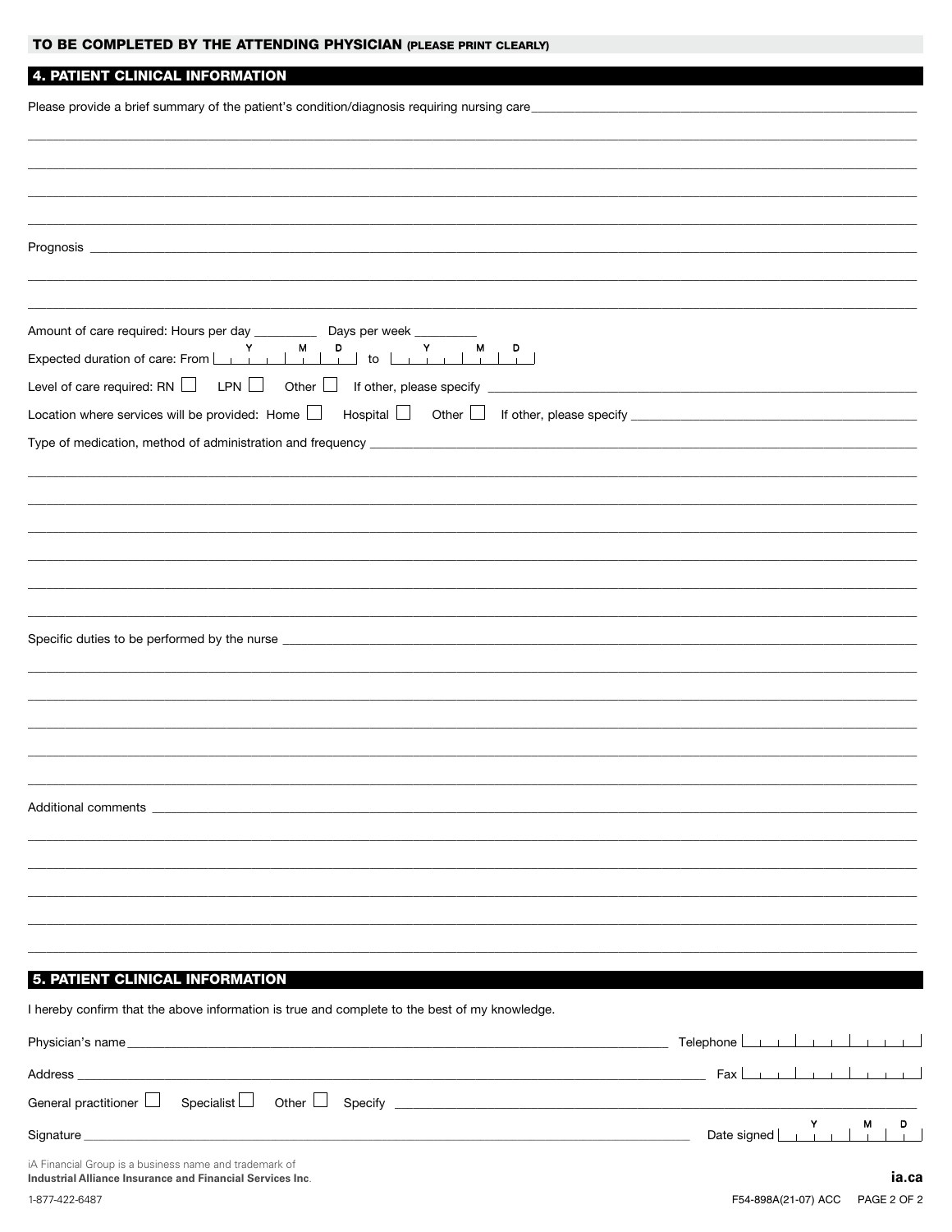## TO BE COMPLETED BY THE ATTENDING PHYSICIAN (PLEASE PRINT CLEARLY)

## 4. PATIENT CLINICAL INFORMATION

Please provide a brief summary of the patient's condition/diagnosis requiring nursing care ______________________________________________

______________________________________________

______________________________________________

______________________________________________

______________________________________________

Prognosis ______________________________________________

______________________________________________

______________________________________________

Amount of care required: Hours per day _________ Days per week _________

Expected duration of care: From Y M D to Y M D

Level of care required: RN ☐ LPN ☐ Other ☐ If other, please specify ______________________________

Location where services will be provided: Home ☐ Hospital ☐ Other ☐ If other, please specify ______________________________

Type of medication, method of administration and frequency ______________________________________________

______________________________________________

______________________________________________

______________________________________________

______________________________________________

______________________________________________

______________________________________________

Specific duties to be performed by the nurse ______________________________________________

______________________________________________

______________________________________________

______________________________________________

______________________________________________

______________________________________________

Additional comments ______________________________________________

______________________________________________

______________________________________________

______________________________________________

______________________________________________

______________________________________________

## 5. PATIENT CLINICAL INFORMATION

I hereby confirm that the above information is true and complete to the best of my knowledge.

Physician's name ______________________________________________ Telephone

Address ______________________________________________ Fax

General practitioner ☐ Specialist ☐ Other ☐ Specify ______________________________

Signature ______________________________________________ Date signed Y M D

iA Financial Group is a business name and trademark of
**Industrial Alliance Insurance and Financial Services Inc.**

1-877-422-6487

**ia.ca**

F54-898A(21-07) ACC